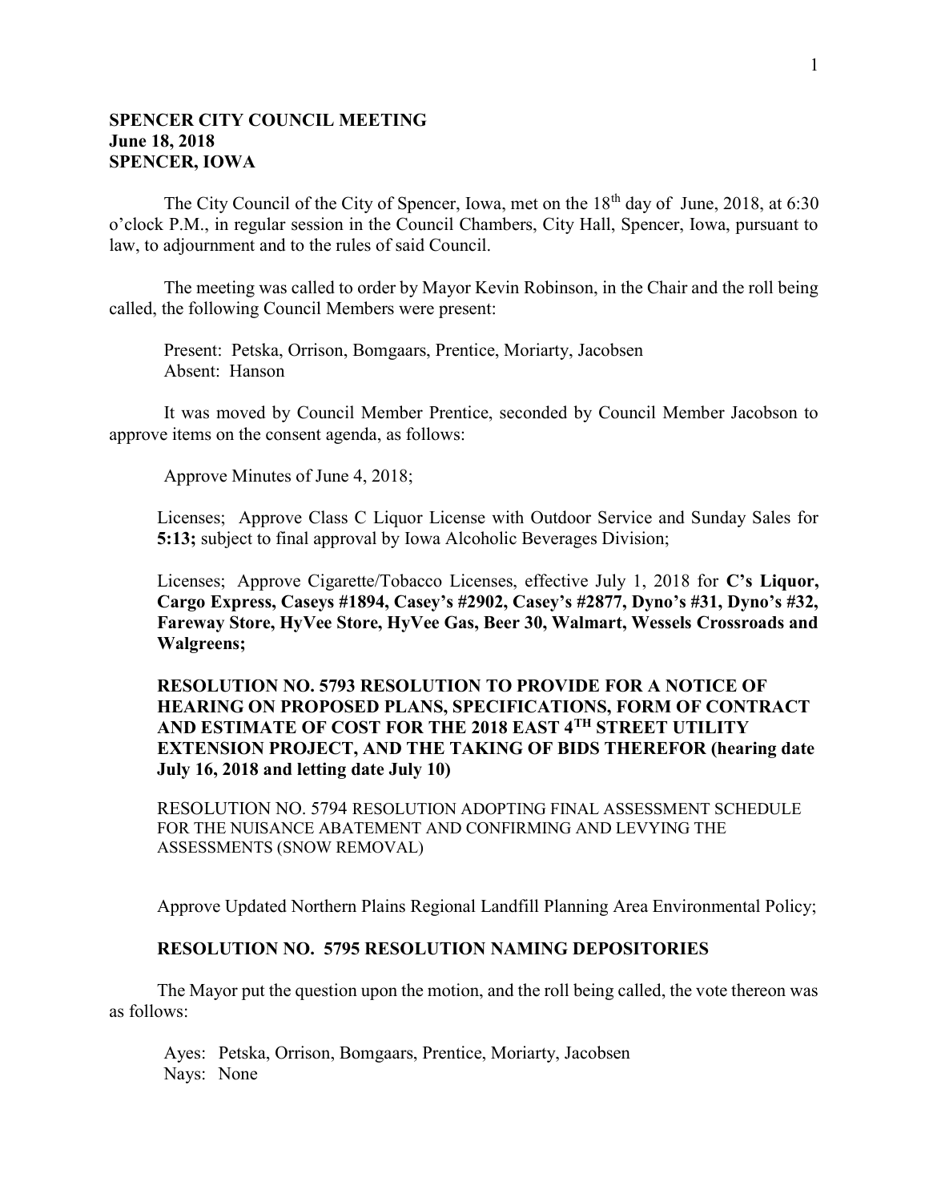**SPENCER CITY COUNCIL MEETING**
**June 18, 2018**
**SPENCER, IOWA**

The City Council of the City of Spencer, Iowa, met on the 18th day of June, 2018, at 6:30 o'clock P.M., in regular session in the Council Chambers, City Hall, Spencer, Iowa, pursuant to law, to adjournment and to the rules of said Council.

The meeting was called to order by Mayor Kevin Robinson, in the Chair and the roll being called, the following Council Members were present:

Present: Petska, Orrison, Bomgaars, Prentice, Moriarty, Jacobsen
Absent: Hanson

It was moved by Council Member Prentice, seconded by Council Member Jacobson to approve items on the consent agenda, as follows:

Approve Minutes of June 4, 2018;

Licenses; Approve Class C Liquor License with Outdoor Service and Sunday Sales for **5:13;** subject to final approval by Iowa Alcoholic Beverages Division;

Licenses; Approve Cigarette/Tobacco Licenses, effective July 1, 2018 for **C's Liquor, Cargo Express, Caseys #1894, Casey's #2902, Casey's #2877, Dyno's #31, Dyno's #32, Fareway Store, HyVee Store, HyVee Gas, Beer 30, Walmart, Wessels Crossroads and Walgreens;**

**RESOLUTION NO. 5793 RESOLUTION TO PROVIDE FOR A NOTICE OF HEARING ON PROPOSED PLANS, SPECIFICATIONS, FORM OF CONTRACT AND ESTIMATE OF COST FOR THE 2018 EAST 4TH STREET UTILITY EXTENSION PROJECT, AND THE TAKING OF BIDS THEREFOR (hearing date July 16, 2018 and letting date July 10)**

RESOLUTION NO. 5794 RESOLUTION ADOPTING FINAL ASSESSMENT SCHEDULE FOR THE NUISANCE ABATEMENT AND CONFIRMING AND LEVYING THE ASSESSMENTS (SNOW REMOVAL)

Approve Updated Northern Plains Regional Landfill Planning Area Environmental Policy;

**RESOLUTION NO. 5795 RESOLUTION NAMING DEPOSITORIES**

The Mayor put the question upon the motion, and the roll being called, the vote thereon was as follows:

Ayes: Petska, Orrison, Bomgaars, Prentice, Moriarty, Jacobsen
Nays: None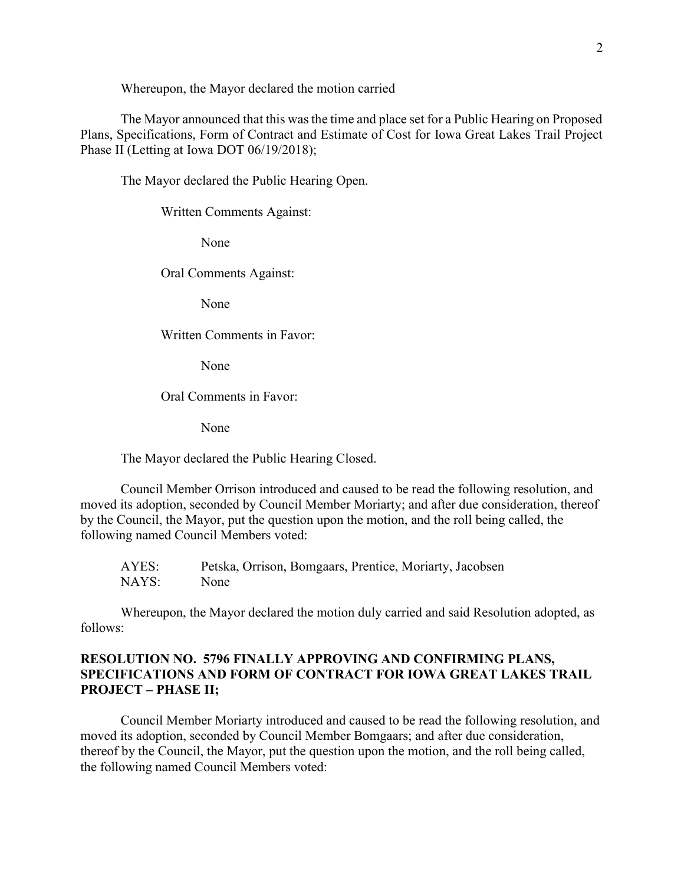Whereupon, the Mayor declared the motion carried

The Mayor announced that this was the time and place set for a Public Hearing on Proposed Plans, Specifications, Form of Contract and Estimate of Cost for Iowa Great Lakes Trail Project Phase II (Letting at Iowa DOT 06/19/2018);

The Mayor declared the Public Hearing Open.

Written Comments Against:

None

Oral Comments Against:

None

Written Comments in Favor:

None

Oral Comments in Favor:

None

The Mayor declared the Public Hearing Closed.

Council Member Orrison introduced and caused to be read the following resolution, and moved its adoption, seconded by Council Member Moriarty; and after due consideration, thereof by the Council, the Mayor, put the question upon the motion, and the roll being called, the following named Council Members voted:

AYES: Petska, Orrison, Bomgaars, Prentice, Moriarty, Jacobsen
NAYS: None

Whereupon, the Mayor declared the motion duly carried and said Resolution adopted, as follows:

**RESOLUTION NO. 5796 FINALLY APPROVING AND CONFIRMING PLANS, SPECIFICATIONS AND FORM OF CONTRACT FOR IOWA GREAT LAKES TRAIL PROJECT – PHASE II;**

Council Member Moriarty introduced and caused to be read the following resolution, and moved its adoption, seconded by Council Member Bomgaars; and after due consideration, thereof by the Council, the Mayor, put the question upon the motion, and the roll being called, the following named Council Members voted: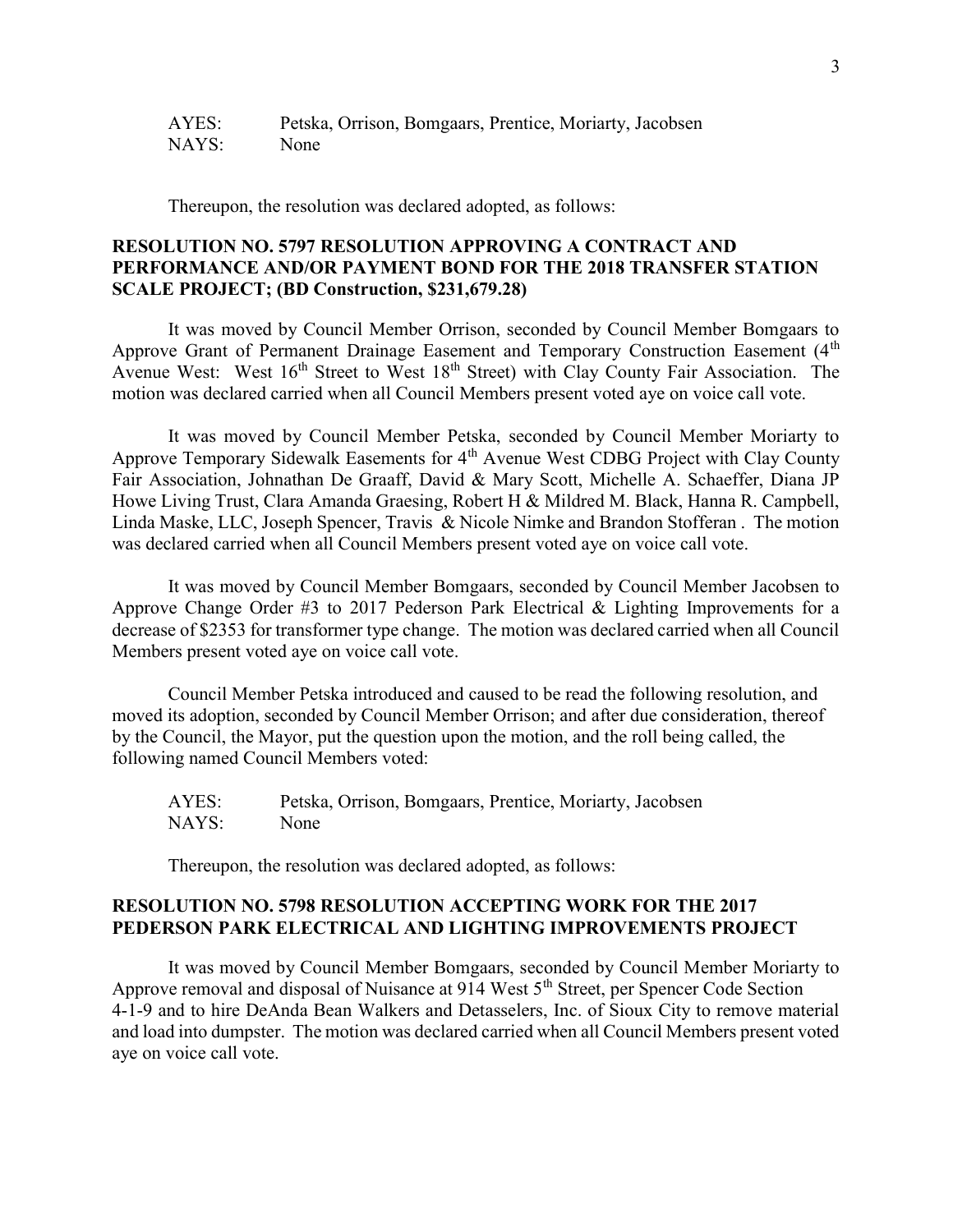AYES: Petska, Orrison, Bomgaars, Prentice, Moriarty, Jacobsen
NAYS: None

Thereupon, the resolution was declared adopted, as follows:

**RESOLUTION NO. 5797 RESOLUTION APPROVING A CONTRACT AND PERFORMANCE AND/OR PAYMENT BOND FOR THE 2018 TRANSFER STATION SCALE PROJECT; (BD Construction, $231,679.28)**

It was moved by Council Member Orrison, seconded by Council Member Bomgaars to Approve Grant of Permanent Drainage Easement and Temporary Construction Easement (4th Avenue West: West 16th Street to West 18th Street) with Clay County Fair Association. The motion was declared carried when all Council Members present voted aye on voice call vote.

It was moved by Council Member Petska, seconded by Council Member Moriarty to Approve Temporary Sidewalk Easements for 4th Avenue West CDBG Project with Clay County Fair Association, Johnathan De Graaff, David & Mary Scott, Michelle A. Schaeffer, Diana JP Howe Living Trust, Clara Amanda Graesing, Robert H & Mildred M. Black, Hanna R. Campbell, Linda Maske, LLC, Joseph Spencer, Travis & Nicole Nimke and Brandon Stofferan . The motion was declared carried when all Council Members present voted aye on voice call vote.

It was moved by Council Member Bomgaars, seconded by Council Member Jacobsen to Approve Change Order #3 to 2017 Pederson Park Electrical & Lighting Improvements for a decrease of $2353 for transformer type change. The motion was declared carried when all Council Members present voted aye on voice call vote.

Council Member Petska introduced and caused to be read the following resolution, and moved its adoption, seconded by Council Member Orrison; and after due consideration, thereof by the Council, the Mayor, put the question upon the motion, and the roll being called, the following named Council Members voted:

AYES: Petska, Orrison, Bomgaars, Prentice, Moriarty, Jacobsen
NAYS: None

Thereupon, the resolution was declared adopted, as follows:

**RESOLUTION NO. 5798 RESOLUTION ACCEPTING WORK FOR THE 2017 PEDERSON PARK ELECTRICAL AND LIGHTING IMPROVEMENTS PROJECT**

It was moved by Council Member Bomgaars, seconded by Council Member Moriarty to Approve removal and disposal of Nuisance at 914 West 5th Street, per Spencer Code Section 4-1-9 and to hire DeAnda Bean Walkers and Detasselers, Inc. of Sioux City to remove material and load into dumpster. The motion was declared carried when all Council Members present voted aye on voice call vote.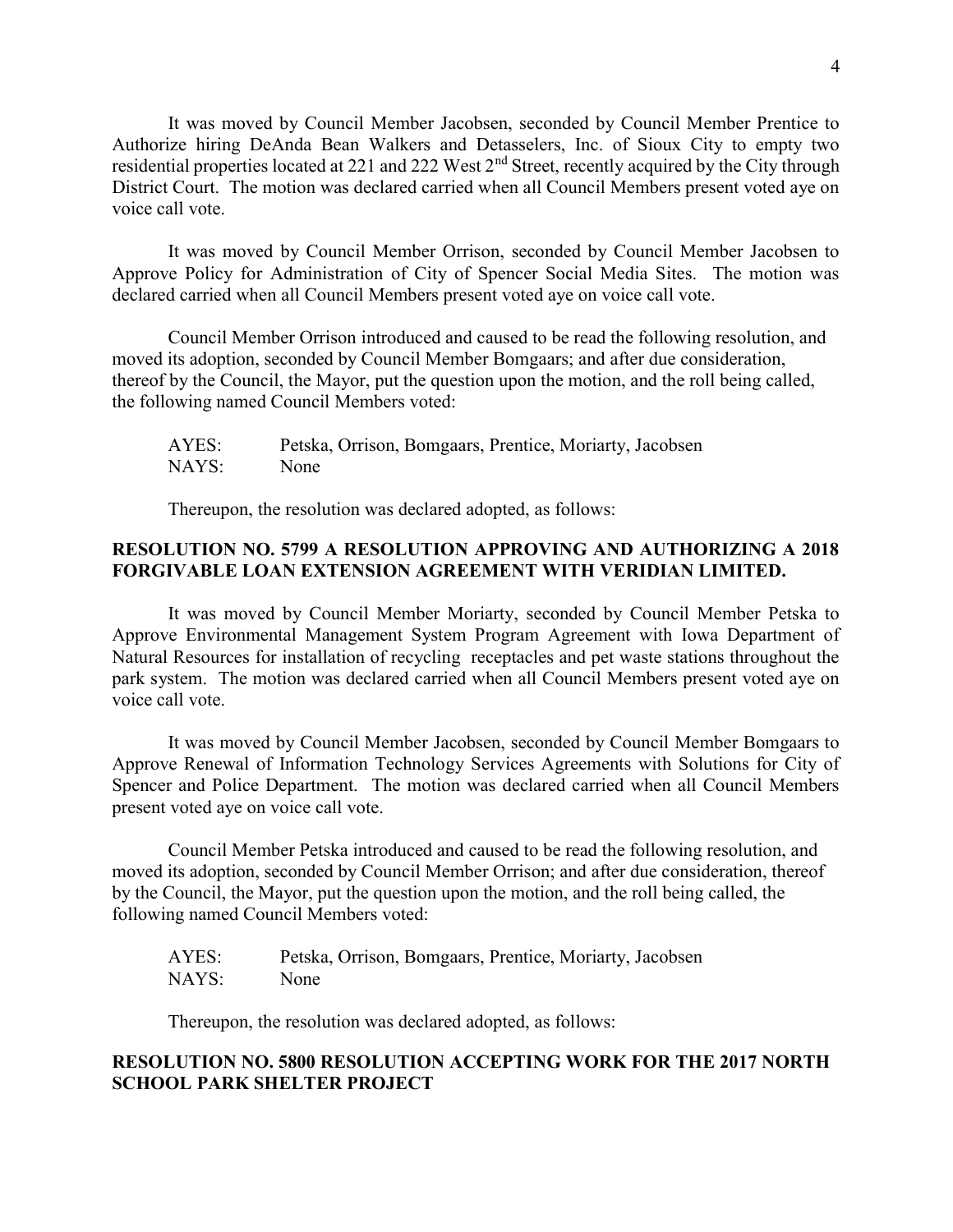It was moved by Council Member Jacobsen, seconded by Council Member Prentice to Authorize hiring DeAnda Bean Walkers and Detasselers, Inc. of Sioux City to empty two residential properties located at 221 and 222 West 2nd Street, recently acquired by the City through District Court. The motion was declared carried when all Council Members present voted aye on voice call vote.

It was moved by Council Member Orrison, seconded by Council Member Jacobsen to Approve Policy for Administration of City of Spencer Social Media Sites. The motion was declared carried when all Council Members present voted aye on voice call vote.

Council Member Orrison introduced and caused to be read the following resolution, and moved its adoption, seconded by Council Member Bomgaars; and after due consideration, thereof by the Council, the Mayor, put the question upon the motion, and the roll being called, the following named Council Members voted:

AYES: Petska, Orrison, Bomgaars, Prentice, Moriarty, Jacobsen
NAYS: None

Thereupon, the resolution was declared adopted, as follows:

**RESOLUTION NO. 5799 A RESOLUTION APPROVING AND AUTHORIZING A 2018 FORGIVABLE LOAN EXTENSION AGREEMENT WITH VERIDIAN LIMITED.**

It was moved by Council Member Moriarty, seconded by Council Member Petska to Approve Environmental Management System Program Agreement with Iowa Department of Natural Resources for installation of recycling receptacles and pet waste stations throughout the park system. The motion was declared carried when all Council Members present voted aye on voice call vote.

It was moved by Council Member Jacobsen, seconded by Council Member Bomgaars to Approve Renewal of Information Technology Services Agreements with Solutions for City of Spencer and Police Department. The motion was declared carried when all Council Members present voted aye on voice call vote.

Council Member Petska introduced and caused to be read the following resolution, and moved its adoption, seconded by Council Member Orrison; and after due consideration, thereof by the Council, the Mayor, put the question upon the motion, and the roll being called, the following named Council Members voted:

AYES: Petska, Orrison, Bomgaars, Prentice, Moriarty, Jacobsen
NAYS: None

Thereupon, the resolution was declared adopted, as follows:

**RESOLUTION NO. 5800 RESOLUTION ACCEPTING WORK FOR THE 2017 NORTH SCHOOL PARK SHELTER PROJECT**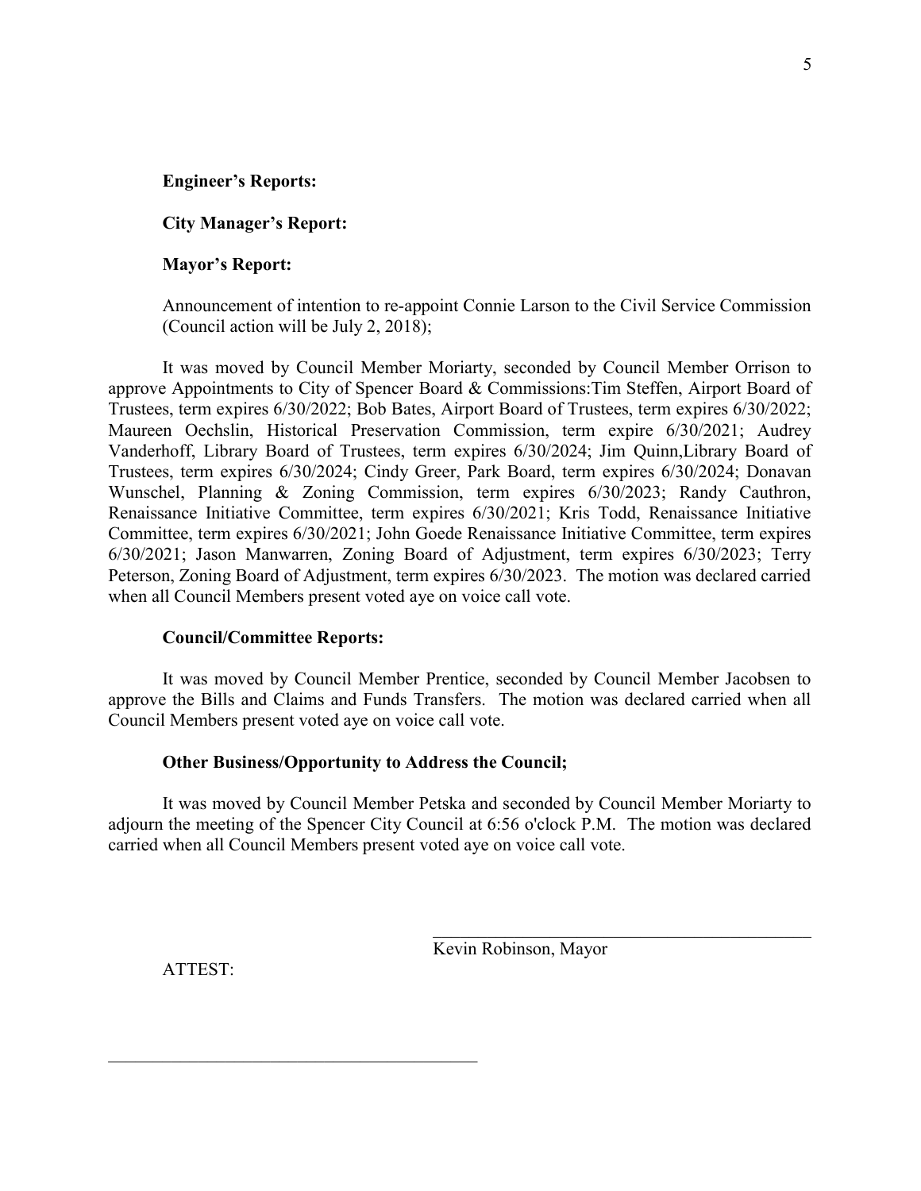**Engineer's Reports:**

**City Manager's Report:**

**Mayor's Report:**

Announcement of intention to re-appoint Connie Larson to the Civil Service Commission (Council action will be July 2, 2018);

It was moved by Council Member Moriarty, seconded by Council Member Orrison to approve Appointments to City of Spencer Board & Commissions:Tim Steffen, Airport Board of Trustees, term expires 6/30/2022; Bob Bates, Airport Board of Trustees, term expires 6/30/2022; Maureen Oechslin, Historical Preservation Commission, term expire 6/30/2021; Audrey Vanderhoff, Library Board of Trustees, term expires 6/30/2024; Jim Quinn,Library Board of Trustees, term expires 6/30/2024; Cindy Greer, Park Board, term expires 6/30/2024; Donavan Wunschel, Planning & Zoning Commission, term expires 6/30/2023; Randy Cauthron, Renaissance Initiative Committee, term expires 6/30/2021; Kris Todd, Renaissance Initiative Committee, term expires 6/30/2021; John Goede Renaissance Initiative Committee, term expires 6/30/2021; Jason Manwarren, Zoning Board of Adjustment, term expires 6/30/2023; Terry Peterson, Zoning Board of Adjustment, term expires 6/30/2023. The motion was declared carried when all Council Members present voted aye on voice call vote.

**Council/Committee Reports:**

It was moved by Council Member Prentice, seconded by Council Member Jacobsen to approve the Bills and Claims and Funds Transfers. The motion was declared carried when all Council Members present voted aye on voice call vote.

**Other Business/Opportunity to Address the Council;**

It was moved by Council Member Petska and seconded by Council Member Moriarty to adjourn the meeting of the Spencer City Council at 6:56 o'clock P.M. The motion was declared carried when all Council Members present voted aye on voice call vote.

\_\_\_\_\_\_\_\_\_\_\_\_\_\_\_\_\_\_\_\_\_\_\_\_\_\_\_\_\_\_\_\_\_\_\_\_\_\_\_\_\_\_

Kevin Robinson, Mayor

ATTEST:

\_\_\_\_\_\_\_\_\_\_\_\_\_\_\_\_\_\_\_\_\_\_\_\_\_\_\_\_\_\_\_\_\_\_\_\_\_\_\_\_\_\_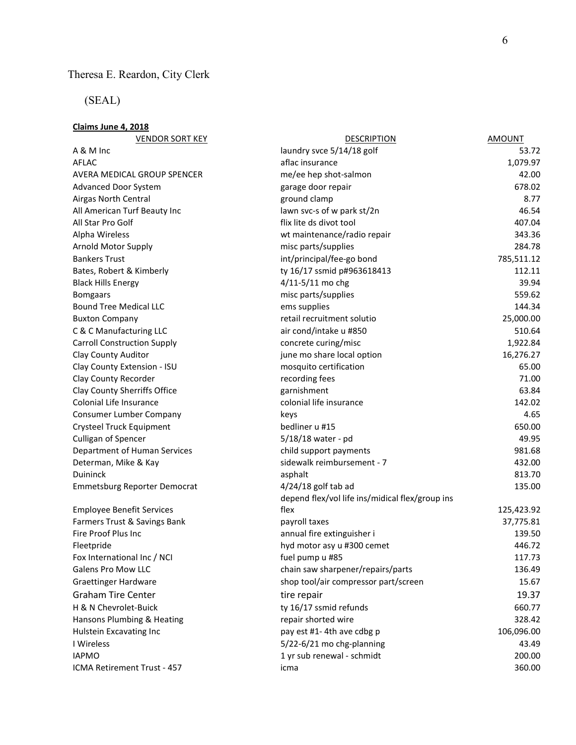Theresa E. Reardon, City Clerk

(SEAL)

**Claims June 4, 2018**

| VENDOR SORT KEY | DESCRIPTION | AMOUNT |
|---|---|---|
| A & M Inc | laundry svce 5/14/18 golf | 53.72 |
| AFLAC | aflac insurance | 1,079.97 |
| AVERA MEDICAL GROUP SPENCER | me/ee hep shot-salmon | 42.00 |
| Advanced Door System | garage door repair | 678.02 |
| Airgas North Central | ground clamp | 8.77 |
| All American Turf Beauty Inc | lawn svc-s of w park st/2n | 46.54 |
| All Star Pro Golf | flix lite ds divot tool | 407.04 |
| Alpha Wireless | wt maintenance/radio repair | 343.36 |
| Arnold Motor Supply | misc parts/supplies | 284.78 |
| Bankers Trust | int/principal/fee-go bond | 785,511.12 |
| Bates, Robert & Kimberly | ty 16/17 ssmid p#963618413 | 112.11 |
| Black Hills Energy | 4/11-5/11 mo chg | 39.94 |
| Bomgaars | misc parts/supplies | 559.62 |
| Bound Tree Medical LLC | ems supplies | 144.34 |
| Buxton Company | retail recruitment solutio | 25,000.00 |
| C & C Manufacturing LLC | air cond/intake u #850 | 510.64 |
| Carroll Construction Supply | concrete curing/misc | 1,922.84 |
| Clay County Auditor | june mo share local option | 16,276.27 |
| Clay County Extension - ISU | mosquito certification | 65.00 |
| Clay County Recorder | recording fees | 71.00 |
| Clay County Sherriffs Office | garnishment | 63.84 |
| Colonial Life Insurance | colonial life insurance | 142.02 |
| Consumer Lumber Company | keys | 4.65 |
| Crysteel Truck Equipment | bedliner u #15 | 650.00 |
| Culligan of Spencer | 5/18/18 water - pd | 49.95 |
| Department of Human Services | child support payments | 981.68 |
| Determan, Mike & Kay | sidewalk reimbursement - 7 | 432.00 |
| Duininck | asphalt | 813.70 |
| Emmetsburg Reporter Democrat | 4/24/18 golf tab ad | 135.00 |
| Employee Benefit Services | depend flex/vol life ins/midical flex/group ins flex | 125,423.92 |
| Farmers Trust & Savings Bank | payroll taxes | 37,775.81 |
| Fire Proof Plus Inc | annual fire extinguisher i | 139.50 |
| Fleetpride | hyd motor asy u #300 cemet | 446.72 |
| Fox International Inc / NCI | fuel pump u #85 | 117.73 |
| Galens Pro Mow LLC | chain saw sharpener/repairs/parts | 136.49 |
| Graettinger Hardware | shop tool/air compressor part/screen | 15.67 |
| Graham Tire Center | tire repair | 19.37 |
| H & N Chevrolet-Buick | ty 16/17 ssmid refunds | 660.77 |
| Hansons Plumbing & Heating | repair shorted wire | 328.42 |
| Hulstein Excavating Inc | pay est #1- 4th ave cdbg p | 106,096.00 |
| I Wireless | 5/22-6/21 mo chg-planning | 43.49 |
| IAPMO | 1 yr sub renewal - schmidt | 200.00 |
| ICMA Retirement Trust - 457 | icma | 360.00 |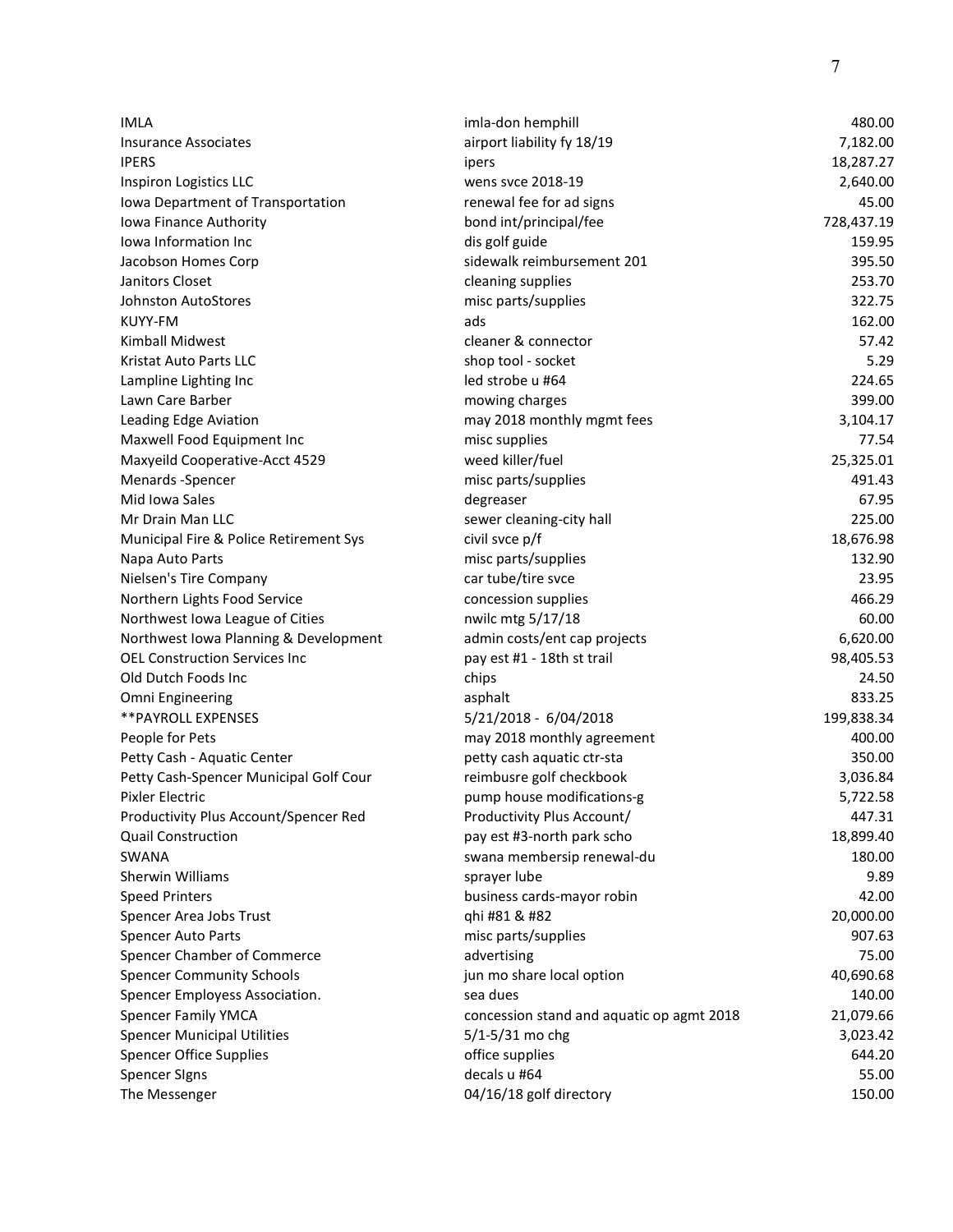| | | |
|---|---|---|
| IMLA | imla-don hemphill | 480.00 |
| Insurance Associates | airport liability fy 18/19 | 7,182.00 |
| IPERS | ipers | 18,287.27 |
| Inspiron Logistics LLC | wens svce 2018-19 | 2,640.00 |
| Iowa Department of Transportation | renewal fee for ad signs | 45.00 |
| Iowa Finance Authority | bond int/principal/fee | 728,437.19 |
| Iowa Information Inc | dis golf guide | 159.95 |
| Jacobson Homes Corp | sidewalk reimbursement 201 | 395.50 |
| Janitors Closet | cleaning supplies | 253.70 |
| Johnston AutoStores | misc parts/supplies | 322.75 |
| KUYY-FM | ads | 162.00 |
| Kimball Midwest | cleaner & connector | 57.42 |
| Kristat Auto Parts LLC | shop tool - socket | 5.29 |
| Lampline Lighting Inc | led strobe u #64 | 224.65 |
| Lawn Care Barber | mowing charges | 399.00 |
| Leading Edge Aviation | may 2018 monthly mgmt fees | 3,104.17 |
| Maxwell Food Equipment Inc | misc supplies | 77.54 |
| Maxyeild Cooperative-Acct 4529 | weed killer/fuel | 25,325.01 |
| Menards -Spencer | misc parts/supplies | 491.43 |
| Mid Iowa Sales | degreaser | 67.95 |
| Mr Drain Man LLC | sewer cleaning-city hall | 225.00 |
| Municipal Fire & Police Retirement Sys | civil svce p/f | 18,676.98 |
| Napa Auto Parts | misc parts/supplies | 132.90 |
| Nielsen's Tire Company | car tube/tire svce | 23.95 |
| Northern Lights Food Service | concession supplies | 466.29 |
| Northwest Iowa League of Cities | nwilc mtg 5/17/18 | 60.00 |
| Northwest Iowa Planning & Development | admin costs/ent cap projects | 6,620.00 |
| OEL Construction Services Inc | pay est #1 - 18th st trail | 98,405.53 |
| Old Dutch Foods Inc | chips | 24.50 |
| Omni Engineering | asphalt | 833.25 |
| **PAYROLL EXPENSES | 5/21/2018 - 6/04/2018 | 199,838.34 |
| People for Pets | may 2018 monthly agreement | 400.00 |
| Petty Cash - Aquatic Center | petty cash aquatic ctr-sta | 350.00 |
| Petty Cash-Spencer Municipal Golf Cour | reimbusre golf checkbook | 3,036.84 |
| Pixler Electric | pump house modifications-g | 5,722.58 |
| Productivity Plus Account/Spencer Red | Productivity Plus Account/ | 447.31 |
| Quail Construction | pay est #3-north park scho | 18,899.40 |
| SWANA | swana membersip renewal-du | 180.00 |
| Sherwin Williams | sprayer lube | 9.89 |
| Speed Printers | business cards-mayor robin | 42.00 |
| Spencer Area Jobs Trust | qhi #81 & #82 | 20,000.00 |
| Spencer Auto Parts | misc parts/supplies | 907.63 |
| Spencer Chamber of Commerce | advertising | 75.00 |
| Spencer Community Schools | jun mo share local option | 40,690.68 |
| Spencer Employess Association. | sea dues | 140.00 |
| Spencer Family YMCA | concession stand and aquatic op agmt 2018 | 21,079.66 |
| Spencer Municipal Utilities | 5/1-5/31 mo chg | 3,023.42 |
| Spencer Office Supplies | office supplies | 644.20 |
| Spencer SIgns | decals u #64 | 55.00 |
| The Messenger | 04/16/18 golf directory | 150.00 |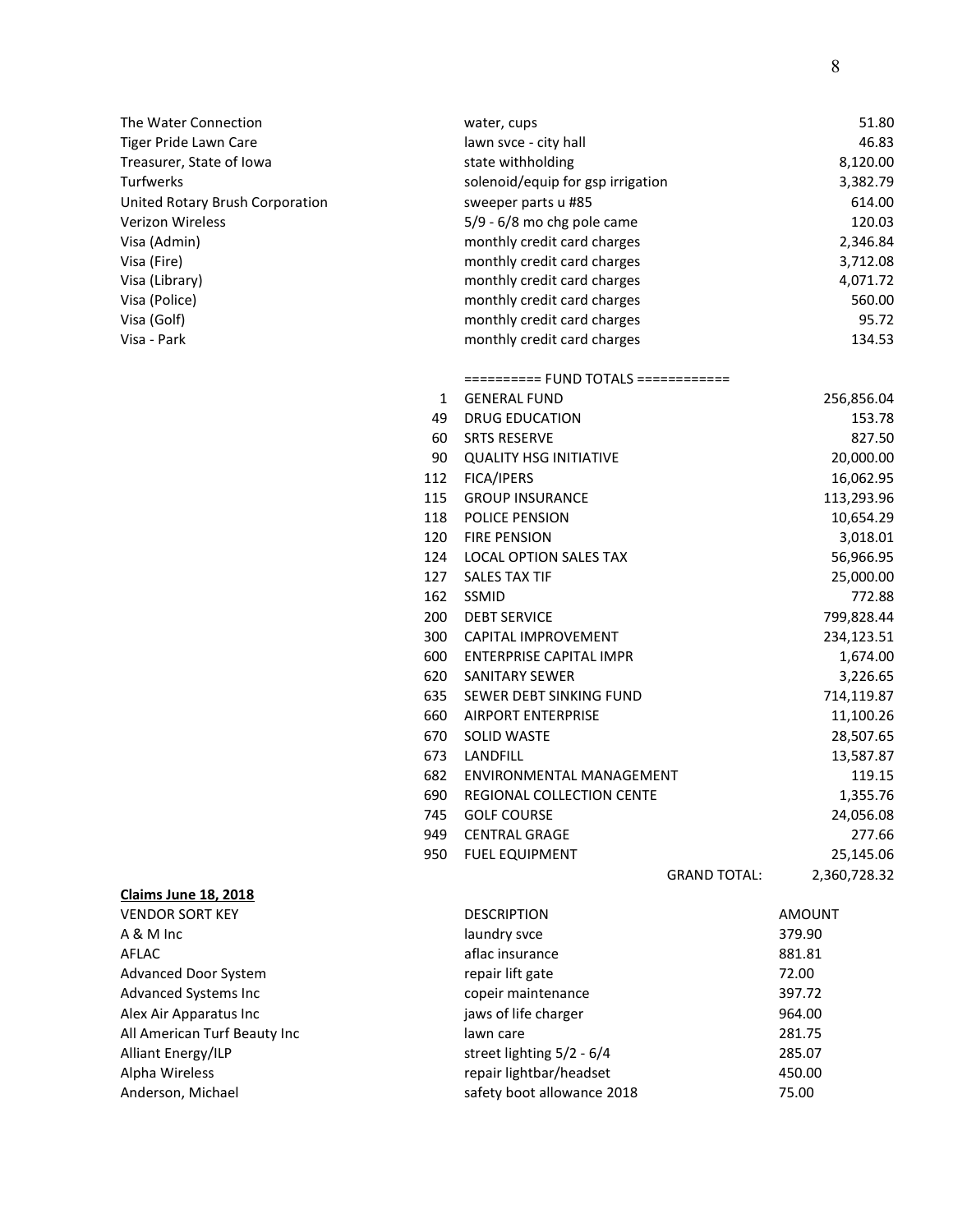| | | |
|---|---|---|
| The Water Connection | water, cups | 51.80 |
| Tiger Pride Lawn Care | lawn svce - city hall | 46.83 |
| Treasurer, State of Iowa | state withholding | 8,120.00 |
| Turfwerks | solenoid/equip for gsp irrigation | 3,382.79 |
| United Rotary Brush Corporation | sweeper parts u #85 | 614.00 |
| Verizon Wireless | 5/9 - 6/8 mo chg pole came | 120.03 |
| Visa (Admin) | monthly credit card charges | 2,346.84 |
| Visa (Fire) | monthly credit card charges | 3,712.08 |
| Visa (Library) | monthly credit card charges | 4,071.72 |
| Visa (Police) | monthly credit card charges | 560.00 |
| Visa (Golf) | monthly credit card charges | 95.72 |
| Visa - Park | monthly credit card charges | 134.53 |

========== FUND TOTALS ============

| | | |
|---|---|---|
| 1 | GENERAL FUND | 256,856.04 |
| 49 | DRUG EDUCATION | 153.78 |
| 60 | SRTS RESERVE | 827.50 |
| 90 | QUALITY HSG INITIATIVE | 20,000.00 |
| 112 | FICA/IPERS | 16,062.95 |
| 115 | GROUP INSURANCE | 113,293.96 |
| 118 | POLICE PENSION | 10,654.29 |
| 120 | FIRE PENSION | 3,018.01 |
| 124 | LOCAL OPTION SALES TAX | 56,966.95 |
| 127 | SALES TAX TIF | 25,000.00 |
| 162 | SSMID | 772.88 |
| 200 | DEBT SERVICE | 799,828.44 |
| 300 | CAPITAL IMPROVEMENT | 234,123.51 |
| 600 | ENTERPRISE CAPITAL IMPR | 1,674.00 |
| 620 | SANITARY SEWER | 3,226.65 |
| 635 | SEWER DEBT SINKING FUND | 714,119.87 |
| 660 | AIRPORT ENTERPRISE | 11,100.26 |
| 670 | SOLID WASTE | 28,507.65 |
| 673 | LANDFILL | 13,587.87 |
| 682 | ENVIRONMENTAL MANAGEMENT | 119.15 |
| 690 | REGIONAL COLLECTION CENTE | 1,355.76 |
| 745 | GOLF COURSE | 24,056.08 |
| 949 | CENTRAL GRAGE | 277.66 |
| 950 | FUEL EQUIPMENT | 25,145.06 |
| | GRAND TOTAL: | 2,360,728.32 |

**Claims June 18, 2018**

| VENDOR SORT KEY | DESCRIPTION | AMOUNT |
|---|---|---|
| A & M Inc | laundry svce | 379.90 |
| AFLAC | aflac insurance | 881.81 |
| Advanced Door System | repair lift gate | 72.00 |
| Advanced Systems Inc | copeir maintenance | 397.72 |
| Alex Air Apparatus Inc | jaws of life charger | 964.00 |
| All American Turf Beauty Inc | lawn care | 281.75 |
| Alliant Energy/ILP | street lighting 5/2 - 6/4 | 285.07 |
| Alpha Wireless | repair lightbar/headset | 450.00 |
| Anderson, Michael | safety boot allowance 2018 | 75.00 |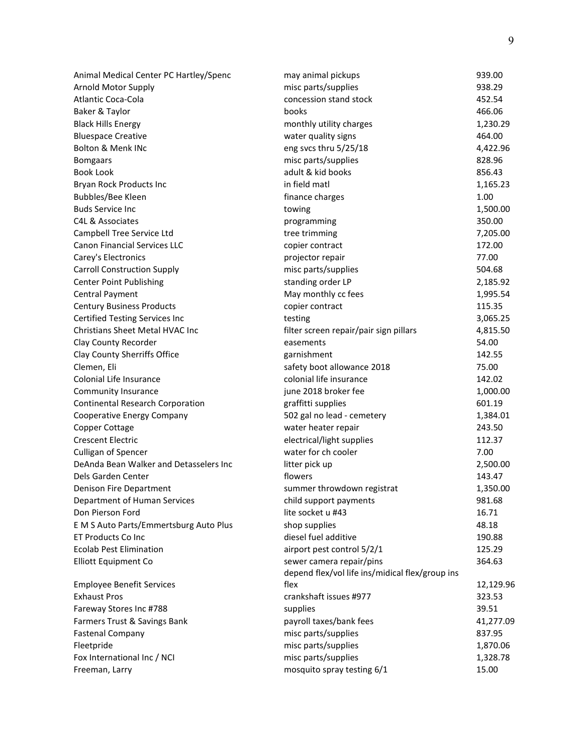| | | |
|---|---|---|
| Animal Medical Center PC Hartley/Spenc | may animal pickups | 939.00 |
| Arnold Motor Supply | misc parts/supplies | 938.29 |
| Atlantic Coca-Cola | concession stand stock | 452.54 |
| Baker & Taylor | books | 466.06 |
| Black Hills Energy | monthly utility charges | 1,230.29 |
| Bluespace Creative | water quality signs | 464.00 |
| Bolton & Menk INc | eng svcs thru 5/25/18 | 4,422.96 |
| Bomgaars | misc parts/supplies | 828.96 |
| Book Look | adult & kid books | 856.43 |
| Bryan Rock Products Inc | in field matl | 1,165.23 |
| Bubbles/Bee Kleen | finance charges | 1.00 |
| Buds Service Inc | towing | 1,500.00 |
| C4L & Associates | programming | 350.00 |
| Campbell Tree Service Ltd | tree trimming | 7,205.00 |
| Canon Financial Services LLC | copier contract | 172.00 |
| Carey's Electronics | projector repair | 77.00 |
| Carroll Construction Supply | misc parts/supplies | 504.68 |
| Center Point Publishing | standing order LP | 2,185.92 |
| Central Payment | May monthly cc fees | 1,995.54 |
| Century Business Products | copier contract | 115.35 |
| Certified Testing Services Inc | testing | 3,065.25 |
| Christians Sheet Metal HVAC Inc | filter screen repair/pair sign pillars | 4,815.50 |
| Clay County Recorder | easements | 54.00 |
| Clay County Sherriffs Office | garnishment | 142.55 |
| Clemen, Eli | safety boot allowance 2018 | 75.00 |
| Colonial Life Insurance | colonial life insurance | 142.02 |
| Community Insurance | june 2018 broker fee | 1,000.00 |
| Continental Research Corporation | graffitti supplies | 601.19 |
| Cooperative Energy Company | 502 gal no lead - cemetery | 1,384.01 |
| Copper Cottage | water heater repair | 243.50 |
| Crescent Electric | electrical/light supplies | 112.37 |
| Culligan of Spencer | water for ch cooler | 7.00 |
| DeAnda Bean Walker and Detasselers Inc | litter pick up | 2,500.00 |
| Dels Garden Center | flowers | 143.47 |
| Denison Fire Department | summer throwdown registrat | 1,350.00 |
| Department of Human Services | child support payments | 981.68 |
| Don Pierson Ford | lite socket u #43 | 16.71 |
| E M S Auto Parts/Emmertsburg Auto Plus | shop supplies | 48.18 |
| ET Products Co Inc | diesel fuel additive | 190.88 |
| Ecolab Pest Elimination | airport pest control 5/2/1 | 125.29 |
| Elliott Equipment Co | sewer camera repair/pins | 364.63 |
| Employee Benefit Services | depend flex/vol life ins/midical flex/group ins flex | 12,129.96 |
| Exhaust Pros | crankshaft issues #977 | 323.53 |
| Fareway Stores Inc #788 | supplies | 39.51 |
| Farmers Trust & Savings Bank | payroll taxes/bank fees | 41,277.09 |
| Fastenal Company | misc parts/supplies | 837.95 |
| Fleetpride | misc parts/supplies | 1,870.06 |
| Fox International Inc / NCI | misc parts/supplies | 1,328.78 |
| Freeman, Larry | mosquito spray testing 6/1 | 15.00 |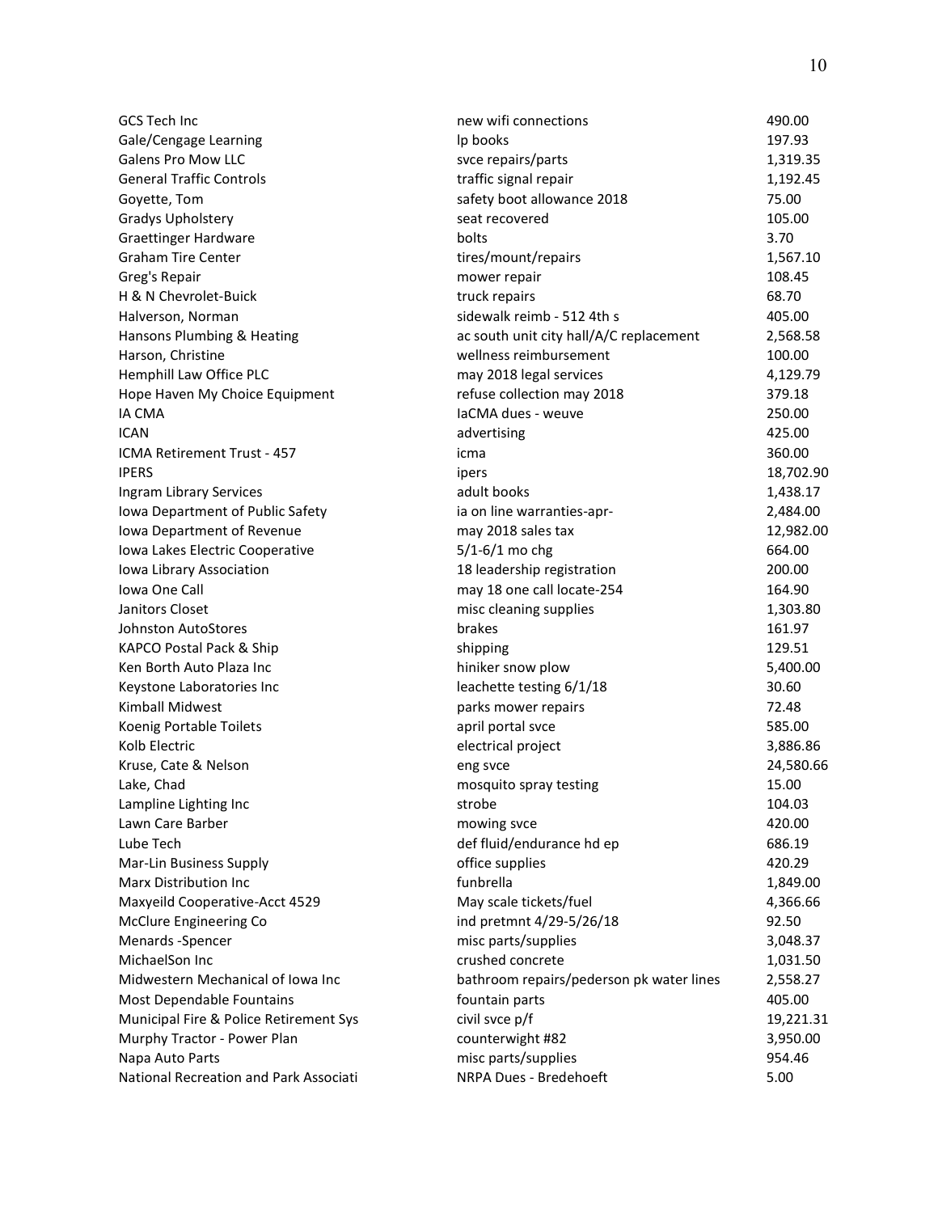| | | |
|---|---|---|
| GCS Tech Inc | new wifi connections | 490.00 |
| Gale/Cengage Learning | lp books | 197.93 |
| Galens Pro Mow LLC | svce repairs/parts | 1,319.35 |
| General Traffic Controls | traffic signal repair | 1,192.45 |
| Goyette, Tom | safety boot allowance 2018 | 75.00 |
| Gradys Upholstery | seat recovered | 105.00 |
| Graettinger Hardware | bolts | 3.70 |
| Graham Tire Center | tires/mount/repairs | 1,567.10 |
| Greg's Repair | mower repair | 108.45 |
| H & N Chevrolet-Buick | truck repairs | 68.70 |
| Halverson, Norman | sidewalk reimb - 512 4th s | 405.00 |
| Hansons Plumbing & Heating | ac south unit city hall/A/C replacement | 2,568.58 |
| Harson, Christine | wellness reimbursement | 100.00 |
| Hemphill Law Office PLC | may 2018 legal services | 4,129.79 |
| Hope Haven My Choice Equipment | refuse collection may 2018 | 379.18 |
| IA CMA | IaCMA dues - weuve | 250.00 |
| ICAN | advertising | 425.00 |
| ICMA Retirement Trust - 457 | icma | 360.00 |
| IPERS | ipers | 18,702.90 |
| Ingram Library Services | adult books | 1,438.17 |
| Iowa Department of Public Safety | ia on line warranties-apr- | 2,484.00 |
| Iowa Department of Revenue | may 2018 sales tax | 12,982.00 |
| Iowa Lakes Electric Cooperative | 5/1-6/1 mo chg | 664.00 |
| Iowa Library Association | 18 leadership registration | 200.00 |
| Iowa One Call | may 18 one call locate-254 | 164.90 |
| Janitors Closet | misc cleaning supplies | 1,303.80 |
| Johnston AutoStores | brakes | 161.97 |
| KAPCO Postal Pack & Ship | shipping | 129.51 |
| Ken Borth Auto Plaza Inc | hiniker snow plow | 5,400.00 |
| Keystone Laboratories Inc | leachette testing 6/1/18 | 30.60 |
| Kimball Midwest | parks mower repairs | 72.48 |
| Koenig Portable Toilets | april portal svce | 585.00 |
| Kolb Electric | electrical project | 3,886.86 |
| Kruse, Cate & Nelson | eng svce | 24,580.66 |
| Lake, Chad | mosquito spray testing | 15.00 |
| Lampline Lighting Inc | strobe | 104.03 |
| Lawn Care Barber | mowing svce | 420.00 |
| Lube Tech | def fluid/endurance hd ep | 686.19 |
| Mar-Lin Business Supply | office supplies | 420.29 |
| Marx Distribution Inc | funbrella | 1,849.00 |
| Maxyeild Cooperative-Acct 4529 | May scale tickets/fuel | 4,366.66 |
| McClure Engineering Co | ind pretmnt 4/29-5/26/18 | 92.50 |
| Menards -Spencer | misc parts/supplies | 3,048.37 |
| MichaelSon Inc | crushed concrete | 1,031.50 |
| Midwestern Mechanical of Iowa Inc | bathroom repairs/pederson pk water lines | 2,558.27 |
| Most Dependable Fountains | fountain parts | 405.00 |
| Municipal Fire & Police Retirement Sys | civil svce p/f | 19,221.31 |
| Murphy Tractor - Power Plan | counterwight #82 | 3,950.00 |
| Napa Auto Parts | misc parts/supplies | 954.46 |
| National Recreation and Park Associati | NRPA Dues - Bredehoeft | 5.00 |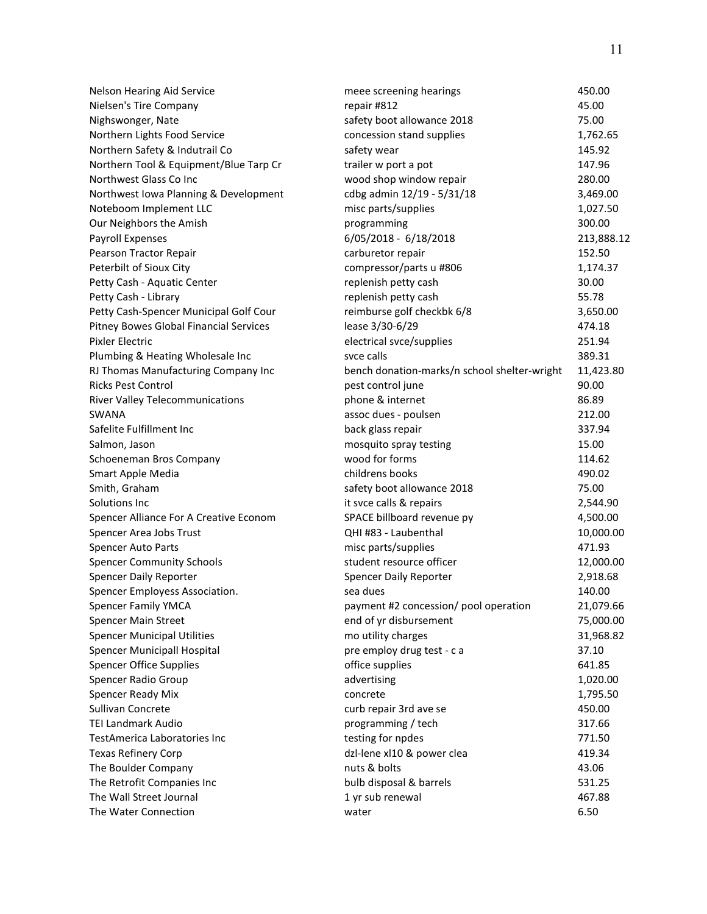| | | |
|---|---|---|
| Nelson Hearing Aid Service | meee screening hearings | 450.00 |
| Nielsen's Tire Company | repair #812 | 45.00 |
| Nighswonger, Nate | safety boot allowance 2018 | 75.00 |
| Northern Lights Food Service | concession stand supplies | 1,762.65 |
| Northern Safety & Indutrail Co | safety wear | 145.92 |
| Northern Tool & Equipment/Blue Tarp Cr | trailer w port a pot | 147.96 |
| Northwest Glass Co Inc | wood shop window repair | 280.00 |
| Northwest Iowa Planning & Development | cdbg admin 12/19 - 5/31/18 | 3,469.00 |
| Noteboom Implement LLC | misc parts/supplies | 1,027.50 |
| Our Neighbors the Amish | programming | 300.00 |
| Payroll Expenses | 6/05/2018 - 6/18/2018 | 213,888.12 |
| Pearson Tractor Repair | carburetor repair | 152.50 |
| Peterbilt of Sioux City | compressor/parts u #806 | 1,174.37 |
| Petty Cash - Aquatic Center | replenish petty cash | 30.00 |
| Petty Cash - Library | replenish petty cash | 55.78 |
| Petty Cash-Spencer Municipal Golf Cour | reimburse golf checkbk 6/8 | 3,650.00 |
| Pitney Bowes Global Financial Services | lease 3/30-6/29 | 474.18 |
| Pixler Electric | electrical svce/supplies | 251.94 |
| Plumbing & Heating Wholesale Inc | svce calls | 389.31 |
| RJ Thomas Manufacturing Company Inc | bench donation-marks/n school shelter-wright | 11,423.80 |
| Ricks Pest Control | pest control june | 90.00 |
| River Valley Telecommunications | phone & internet | 86.89 |
| SWANA | assoc dues - poulsen | 212.00 |
| Safelite Fulfillment Inc | back glass repair | 337.94 |
| Salmon, Jason | mosquito spray testing | 15.00 |
| Schoeneman Bros Company | wood for forms | 114.62 |
| Smart Apple Media | childrens books | 490.02 |
| Smith, Graham | safety boot allowance 2018 | 75.00 |
| Solutions Inc | it svce calls & repairs | 2,544.90 |
| Spencer Alliance For A Creative Econom | SPACE billboard revenue py | 4,500.00 |
| Spencer Area Jobs Trust | QHI #83 - Laubenthal | 10,000.00 |
| Spencer Auto Parts | misc parts/supplies | 471.93 |
| Spencer Community Schools | student resource officer | 12,000.00 |
| Spencer Daily Reporter | Spencer Daily Reporter | 2,918.68 |
| Spencer Employess Association. | sea dues | 140.00 |
| Spencer Family YMCA | payment #2 concession/ pool operation | 21,079.66 |
| Spencer Main Street | end of yr disbursement | 75,000.00 |
| Spencer Municipal Utilities | mo utility charges | 31,968.82 |
| Spencer Municipall Hospital | pre employ drug test - c a | 37.10 |
| Spencer Office Supplies | office supplies | 641.85 |
| Spencer Radio Group | advertising | 1,020.00 |
| Spencer Ready Mix | concrete | 1,795.50 |
| Sullivan Concrete | curb repair 3rd ave se | 450.00 |
| TEI Landmark Audio | programming / tech | 317.66 |
| TestAmerica Laboratories Inc | testing for npdes | 771.50 |
| Texas Refinery Corp | dzl-lene xl10 & power clea | 419.34 |
| The Boulder Company | nuts & bolts | 43.06 |
| The Retrofit Companies Inc | bulb disposal & barrels | 531.25 |
| The Wall Street Journal | 1 yr sub renewal | 467.88 |
| The Water Connection | water | 6.50 |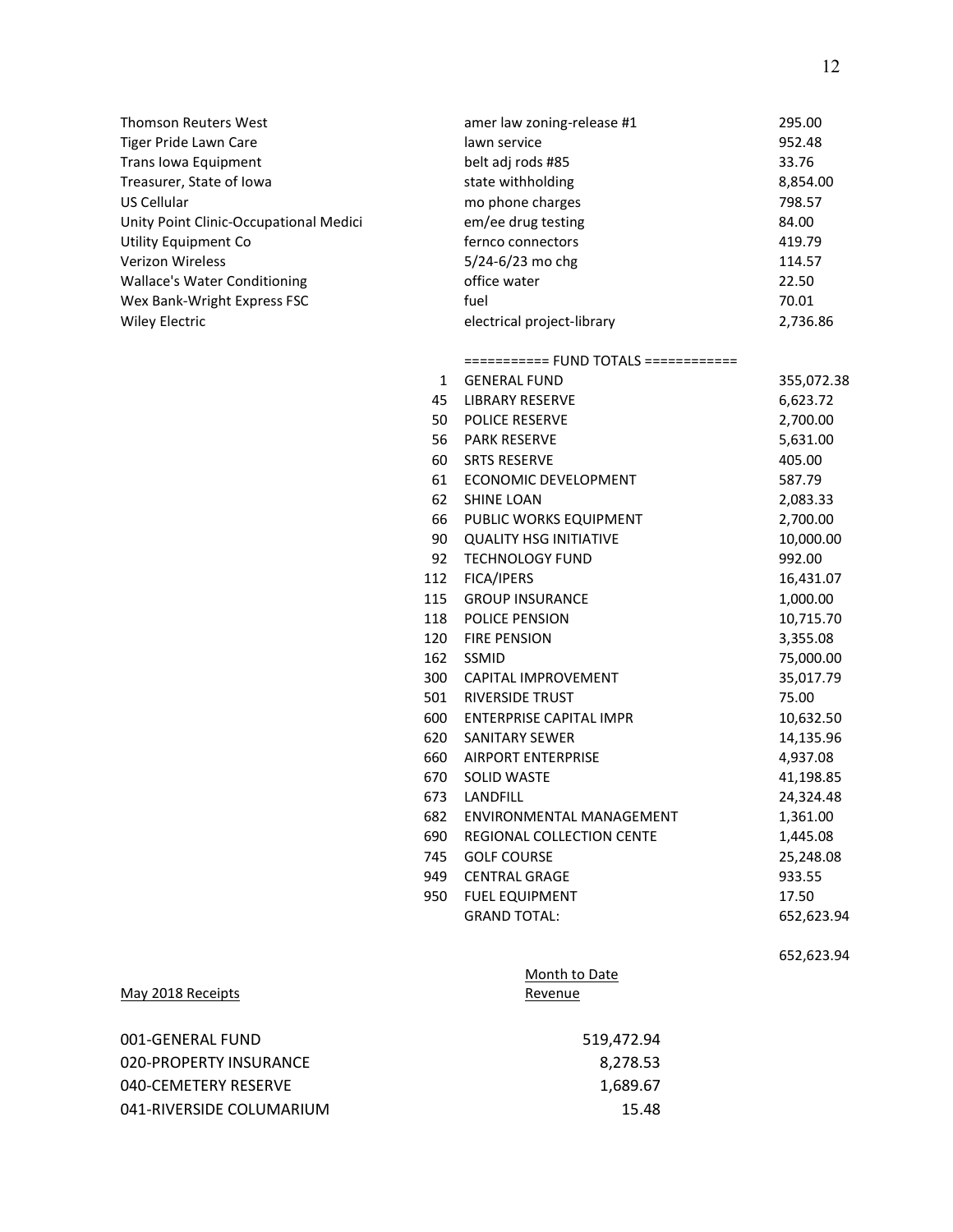| | | |
|---|---|---|
| Thomson Reuters West | amer law zoning-release #1 | 295.00 |
| Tiger Pride Lawn Care | lawn service | 952.48 |
| Trans Iowa Equipment | belt adj rods #85 | 33.76 |
| Treasurer, State of Iowa | state withholding | 8,854.00 |
| US Cellular | mo phone charges | 798.57 |
| Unity Point Clinic-Occupational Medici | em/ee drug testing | 84.00 |
| Utility Equipment Co | fernco connectors | 419.79 |
| Verizon Wireless | 5/24-6/23 mo chg | 114.57 |
| Wallace's Water Conditioning | office water | 22.50 |
| Wex Bank-Wright Express FSC | fuel | 70.01 |
| Wiley Electric | electrical project-library | 2,736.86 |

=========== FUND TOTALS ============

| | | |
|---|---|---|
| 1 | GENERAL FUND | 355,072.38 |
| 45 | LIBRARY RESERVE | 6,623.72 |
| 50 | POLICE RESERVE | 2,700.00 |
| 56 | PARK RESERVE | 5,631.00 |
| 60 | SRTS RESERVE | 405.00 |
| 61 | ECONOMIC DEVELOPMENT | 587.79 |
| 62 | SHINE LOAN | 2,083.33 |
| 66 | PUBLIC WORKS EQUIPMENT | 2,700.00 |
| 90 | QUALITY HSG INITIATIVE | 10,000.00 |
| 92 | TECHNOLOGY FUND | 992.00 |
| 112 | FICA/IPERS | 16,431.07 |
| 115 | GROUP INSURANCE | 1,000.00 |
| 118 | POLICE PENSION | 10,715.70 |
| 120 | FIRE PENSION | 3,355.08 |
| 162 | SSMID | 75,000.00 |
| 300 | CAPITAL IMPROVEMENT | 35,017.79 |
| 501 | RIVERSIDE TRUST | 75.00 |
| 600 | ENTERPRISE CAPITAL IMPR | 10,632.50 |
| 620 | SANITARY SEWER | 14,135.96 |
| 660 | AIRPORT ENTERPRISE | 4,937.08 |
| 670 | SOLID WASTE | 41,198.85 |
| 673 | LANDFILL | 24,324.48 |
| 682 | ENVIRONMENTAL MANAGEMENT | 1,361.00 |
| 690 | REGIONAL COLLECTION CENTE | 1,445.08 |
| 745 | GOLF COURSE | 25,248.08 |
| 949 | CENTRAL GRAGE | 933.55 |
| 950 | FUEL EQUIPMENT | 17.50 |
| | GRAND TOTAL: | 652,623.94 |

652,623.94

| May 2018 Receipts | Month to Date Revenue |
|---|---|
| 001-GENERAL FUND | 519,472.94 |
| 020-PROPERTY INSURANCE | 8,278.53 |
| 040-CEMETERY RESERVE | 1,689.67 |
| 041-RIVERSIDE COLUMARIUM | 15.48 |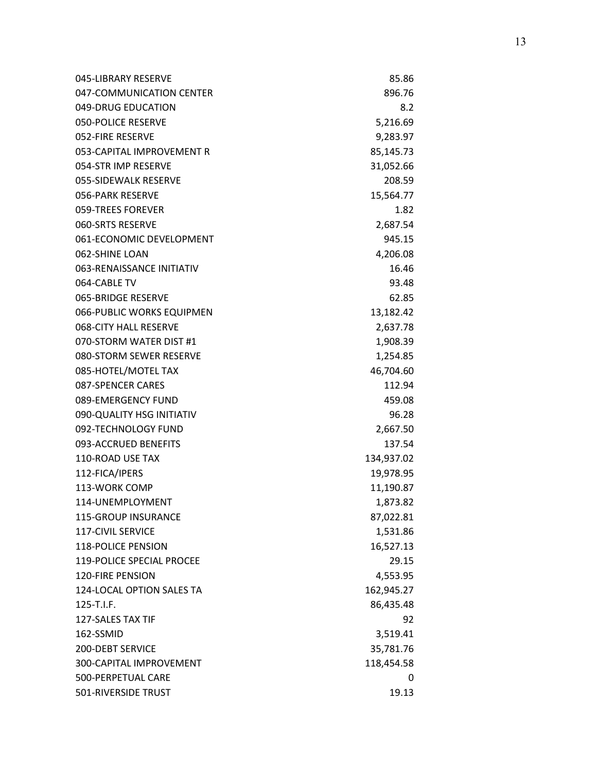| | |
|---|---:|
| 045-LIBRARY RESERVE | 85.86 |
| 047-COMMUNICATION CENTER | 896.76 |
| 049-DRUG EDUCATION | 8.2 |
| 050-POLICE RESERVE | 5,216.69 |
| 052-FIRE RESERVE | 9,283.97 |
| 053-CAPITAL IMPROVEMENT R | 85,145.73 |
| 054-STR IMP RESERVE | 31,052.66 |
| 055-SIDEWALK RESERVE | 208.59 |
| 056-PARK RESERVE | 15,564.77 |
| 059-TREES FOREVER | 1.82 |
| 060-SRTS RESERVE | 2,687.54 |
| 061-ECONOMIC DEVELOPMENT | 945.15 |
| 062-SHINE LOAN | 4,206.08 |
| 063-RENAISSANCE INITIATIV | 16.46 |
| 064-CABLE TV | 93.48 |
| 065-BRIDGE RESERVE | 62.85 |
| 066-PUBLIC WORKS EQUIPMEN | 13,182.42 |
| 068-CITY HALL RESERVE | 2,637.78 |
| 070-STORM WATER DIST #1 | 1,908.39 |
| 080-STORM SEWER RESERVE | 1,254.85 |
| 085-HOTEL/MOTEL TAX | 46,704.60 |
| 087-SPENCER CARES | 112.94 |
| 089-EMERGENCY FUND | 459.08 |
| 090-QUALITY HSG INITIATIV | 96.28 |
| 092-TECHNOLOGY FUND | 2,667.50 |
| 093-ACCRUED BENEFITS | 137.54 |
| 110-ROAD USE TAX | 134,937.02 |
| 112-FICA/IPERS | 19,978.95 |
| 113-WORK COMP | 11,190.87 |
| 114-UNEMPLOYMENT | 1,873.82 |
| 115-GROUP INSURANCE | 87,022.81 |
| 117-CIVIL SERVICE | 1,531.86 |
| 118-POLICE PENSION | 16,527.13 |
| 119-POLICE SPECIAL PROCEE | 29.15 |
| 120-FIRE PENSION | 4,553.95 |
| 124-LOCAL OPTION SALES TA | 162,945.27 |
| 125-T.I.F. | 86,435.48 |
| 127-SALES TAX TIF | 92 |
| 162-SSMID | 3,519.41 |
| 200-DEBT SERVICE | 35,781.76 |
| 300-CAPITAL IMPROVEMENT | 118,454.58 |
| 500-PERPETUAL CARE | 0 |
| 501-RIVERSIDE TRUST | 19.13 |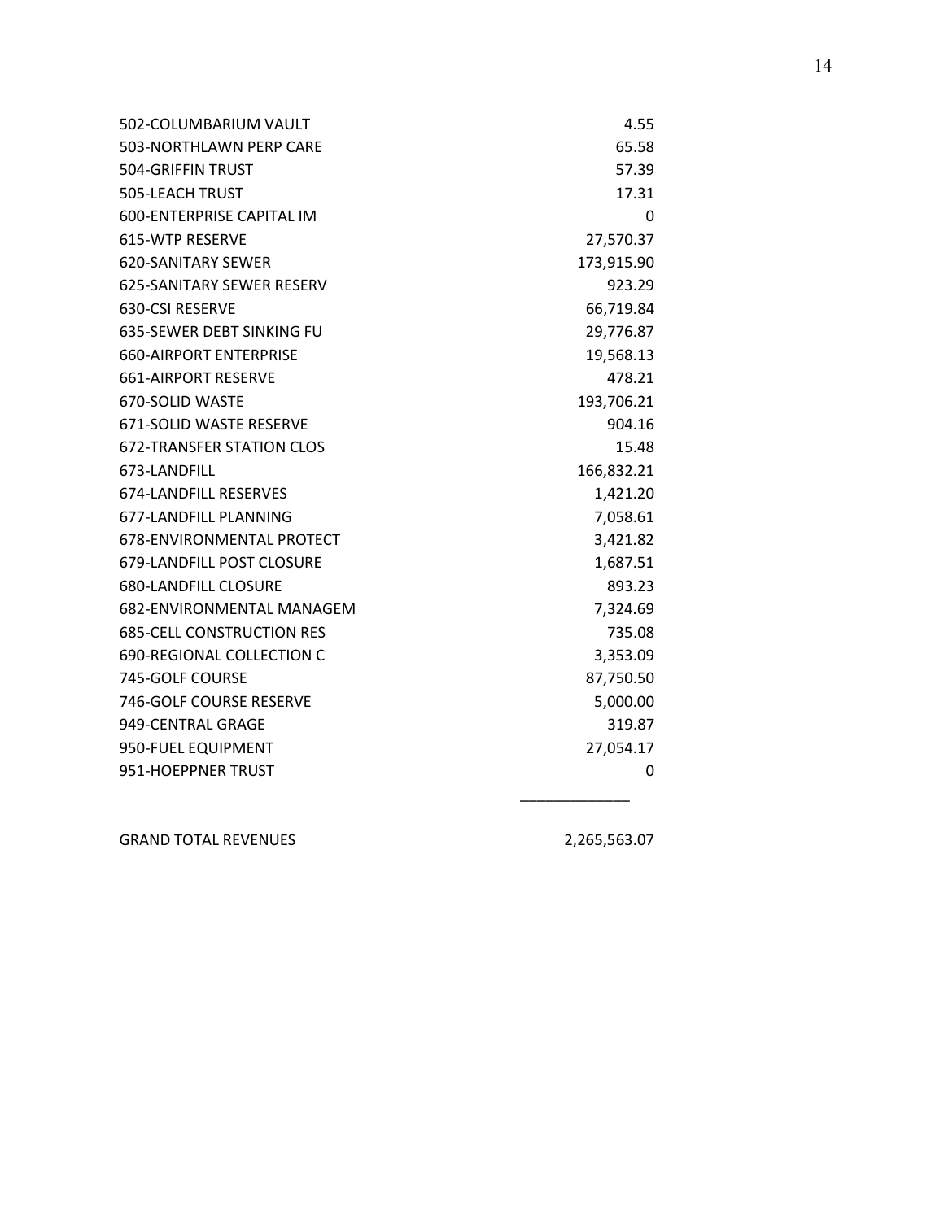| | |
|---|---|
| 502-COLUMBARIUM VAULT | 4.55 |
| 503-NORTHLAWN PERP CARE | 65.58 |
| 504-GRIFFIN TRUST | 57.39 |
| 505-LEACH TRUST | 17.31 |
| 600-ENTERPRISE CAPITAL IM | 0 |
| 615-WTP RESERVE | 27,570.37 |
| 620-SANITARY SEWER | 173,915.90 |
| 625-SANITARY SEWER RESERV | 923.29 |
| 630-CSI RESERVE | 66,719.84 |
| 635-SEWER DEBT SINKING FU | 29,776.87 |
| 660-AIRPORT ENTERPRISE | 19,568.13 |
| 661-AIRPORT RESERVE | 478.21 |
| 670-SOLID WASTE | 193,706.21 |
| 671-SOLID WASTE RESERVE | 904.16 |
| 672-TRANSFER STATION CLOS | 15.48 |
| 673-LANDFILL | 166,832.21 |
| 674-LANDFILL RESERVES | 1,421.20 |
| 677-LANDFILL PLANNING | 7,058.61 |
| 678-ENVIRONMENTAL PROTECT | 3,421.82 |
| 679-LANDFILL POST CLOSURE | 1,687.51 |
| 680-LANDFILL CLOSURE | 893.23 |
| 682-ENVIRONMENTAL MANAGEM | 7,324.69 |
| 685-CELL CONSTRUCTION RES | 735.08 |
| 690-REGIONAL COLLECTION C | 3,353.09 |
| 745-GOLF COURSE | 87,750.50 |
| 746-GOLF COURSE RESERVE | 5,000.00 |
| 949-CENTRAL GRAGE | 319.87 |
| 950-FUEL EQUIPMENT | 27,054.17 |
| 951-HOEPPNER TRUST | 0 |
| | ____________ |
| GRAND TOTAL REVENUES | 2,265,563.07 |